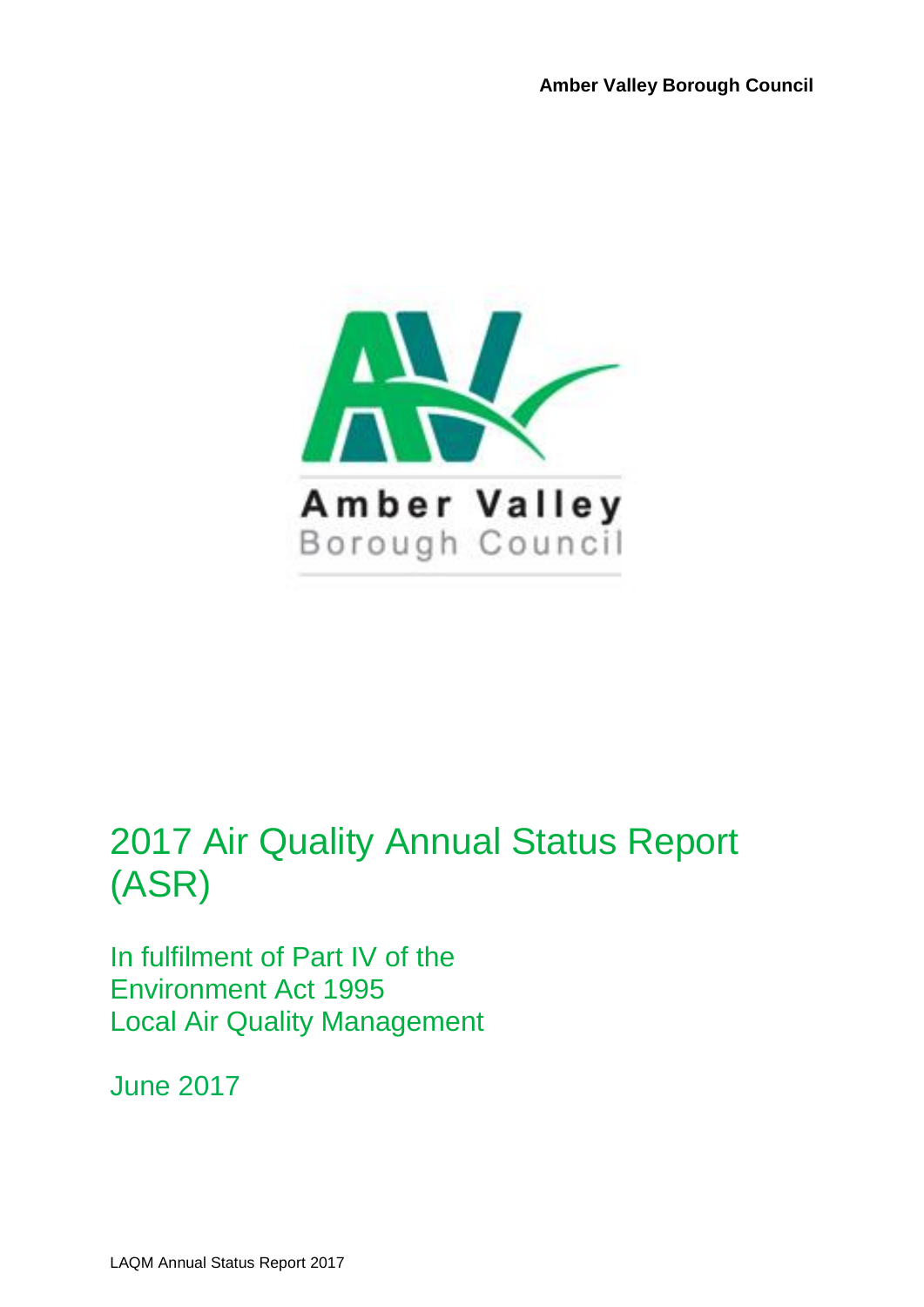**Amber Valley Borough Council**

Amber Valley
Borough Council

# 2017 Air Quality Annual Status Report (ASR)

In fulfilment of Part IV of the
Environment Act 1995
Local Air Quality Management

June 2017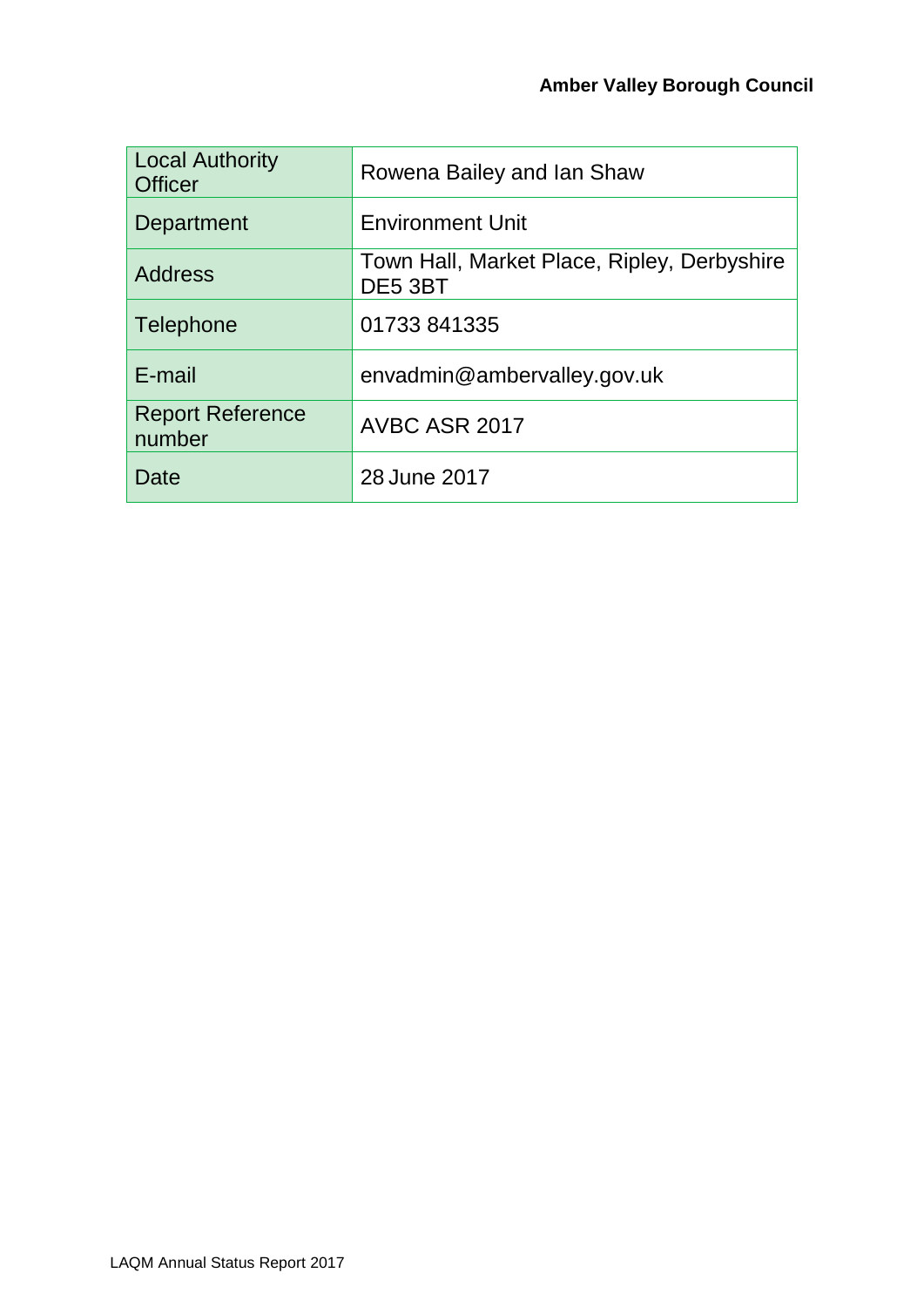| Local Authority Officer | Rowena Bailey and Ian Shaw |
| --- | --- |
| Department | Environment Unit |
| Address | Town Hall, Market Place, Ripley, Derbyshire DE5 3BT |
| Telephone | 01733 841335 |
| E-mail | envadmin@ambervalley.gov.uk |
| Report Reference number | AVBC ASR 2017 |
| Date | 28 June 2017 |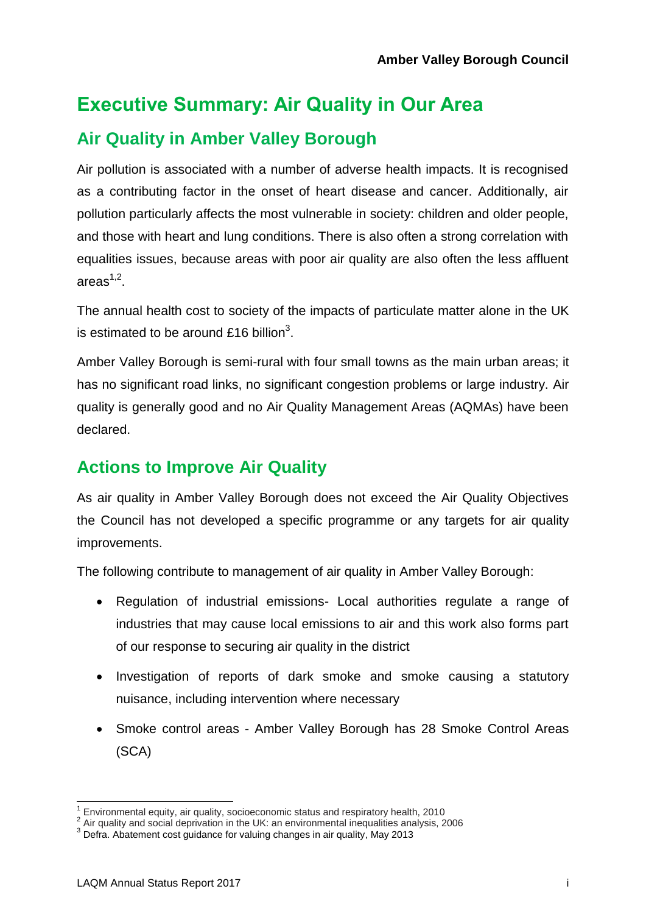# Executive Summary: Air Quality in Our Area

## Air Quality in Amber Valley Borough

Air pollution is associated with a number of adverse health impacts. It is recognised as a contributing factor in the onset of heart disease and cancer. Additionally, air pollution particularly affects the most vulnerable in society: children and older people, and those with heart and lung conditions. There is also often a strong correlation with equalities issues, because areas with poor air quality are also often the less affluent areas[1,2].

The annual health cost to society of the impacts of particulate matter alone in the UK is estimated to be around £16 billion[3].

Amber Valley Borough is semi-rural with four small towns as the main urban areas; it has no significant road links, no significant congestion problems or large industry. Air quality is generally good and no Air Quality Management Areas (AQMAs) have been declared.

## Actions to Improve Air Quality

As air quality in Amber Valley Borough does not exceed the Air Quality Objectives the Council has not developed a specific programme or any targets for air quality improvements.

The following contribute to management of air quality in Amber Valley Borough:

- Regulation of industrial emissions- Local authorities regulate a range of industries that may cause local emissions to air and this work also forms part of our response to securing air quality in the district
- Investigation of reports of dark smoke and smoke causing a statutory nuisance, including intervention where necessary
- Smoke control areas - Amber Valley Borough has 28 Smoke Control Areas (SCA)

---

[1] Environmental equity, air quality, socioeconomic status and respiratory health, 2010

[2] Air quality and social deprivation in the UK: an environmental inequalities analysis, 2006

[3] Defra. Abatement cost guidance for valuing changes in air quality, May 2013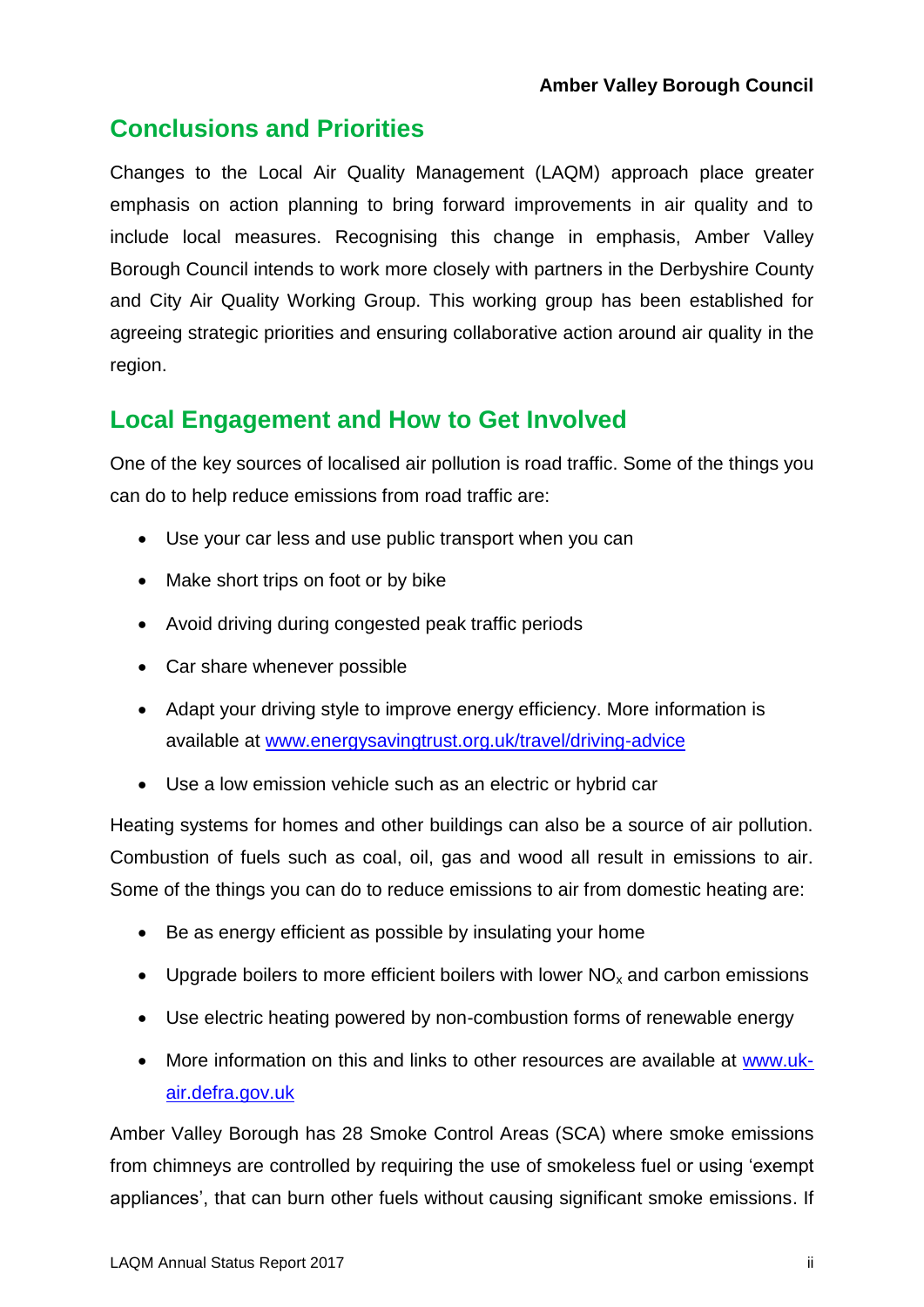## Conclusions and Priorities

Changes to the Local Air Quality Management (LAQM) approach place greater emphasis on action planning to bring forward improvements in air quality and to include local measures. Recognising this change in emphasis, Amber Valley Borough Council intends to work more closely with partners in the Derbyshire County and City Air Quality Working Group. This working group has been established for agreeing strategic priorities and ensuring collaborative action around air quality in the region.

## Local Engagement and How to Get Involved

One of the key sources of localised air pollution is road traffic. Some of the things you can do to help reduce emissions from road traffic are:

- Use your car less and use public transport when you can
- Make short trips on foot or by bike
- Avoid driving during congested peak traffic periods
- Car share whenever possible
- Adapt your driving style to improve energy efficiency. More information is available at [www.energysavingtrust.org.uk/travel/driving-advice](www.energysavingtrust.org.uk/travel/driving-advice)
- Use a low emission vehicle such as an electric or hybrid car

Heating systems for homes and other buildings can also be a source of air pollution. Combustion of fuels such as coal, oil, gas and wood all result in emissions to air. Some of the things you can do to reduce emissions to air from domestic heating are:

- Be as energy efficient as possible by insulating your home
- Upgrade boilers to more efficient boilers with lower $NO_x$ and carbon emissions
- Use electric heating powered by non-combustion forms of renewable energy
- More information on this and links to other resources are available at [www.uk-air.defra.gov.uk](www.uk-air.defra.gov.uk)

Amber Valley Borough has 28 Smoke Control Areas (SCA) where smoke emissions from chimneys are controlled by requiring the use of smokeless fuel or using 'exempt appliances', that can burn other fuels without causing significant smoke emissions. If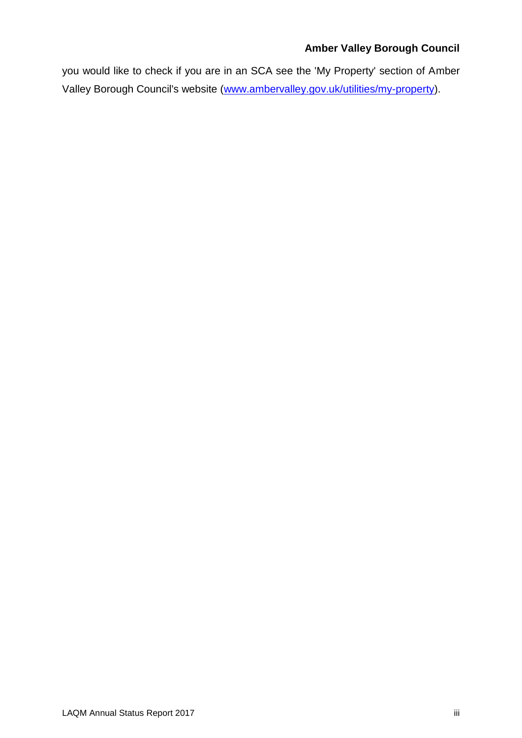you would like to check if you are in an SCA see the 'My Property' section of Amber Valley Borough Council's website ([www.ambervalley.gov.uk/utilities/my-property](www.ambervalley.gov.uk/utilities/my-property)).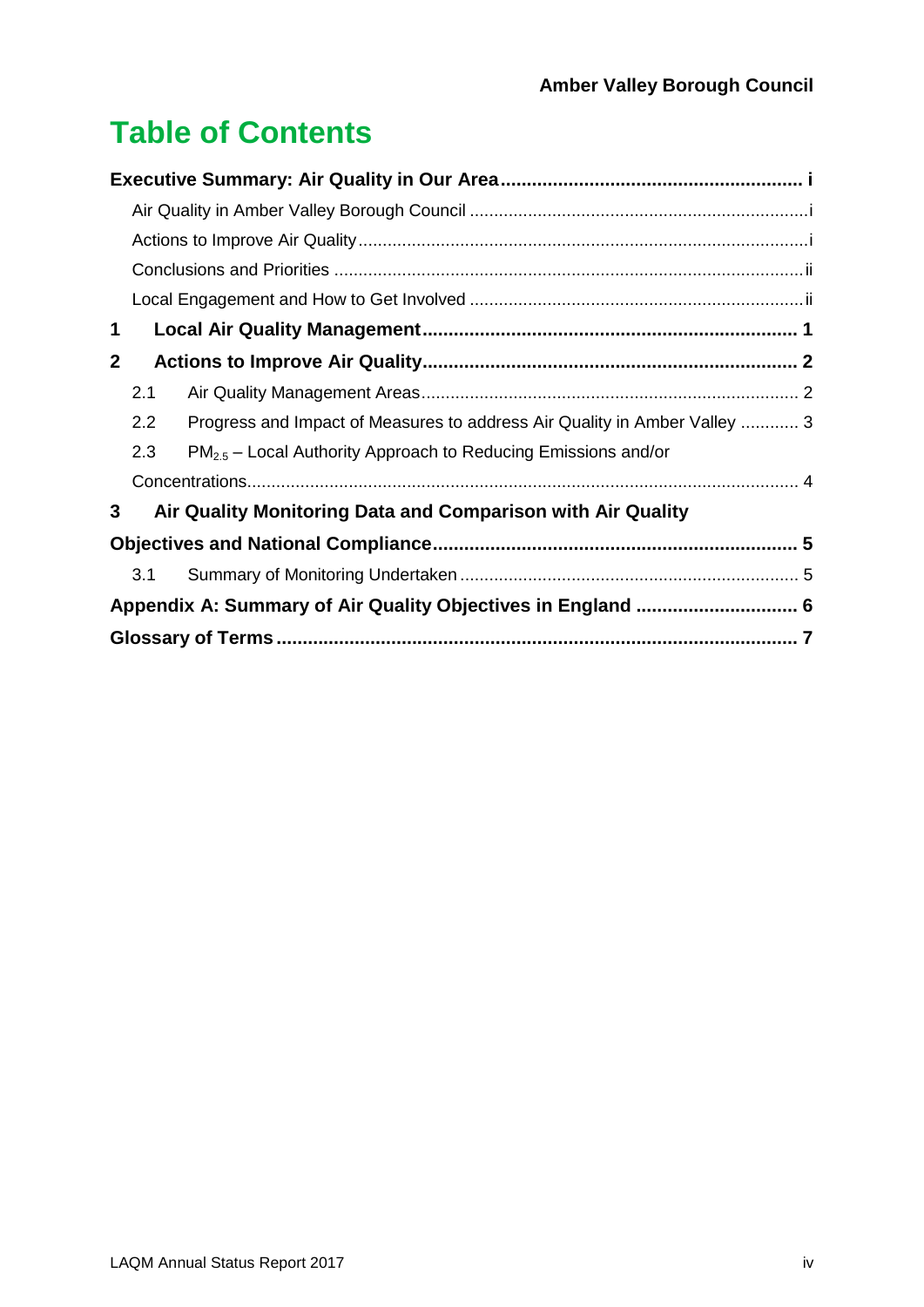# Table of Contents

**Executive Summary: Air Quality in Our Area ........................................................ i**

Air Quality in Amber Valley Borough Council ........................................................ i

Actions to Improve Air Quality ........................................................ i

Conclusions and Priorities ........................................................ ii

Local Engagement and How to Get Involved ........................................................ ii

**1 Local Air Quality Management ........................................................ 1**

**2 Actions to Improve Air Quality ........................................................ 2**

2.1 Air Quality Management Areas ........................................................ 2

2.2 Progress and Impact of Measures to address Air Quality in Amber Valley ............ 3

2.3 $PM_{2.5}$ – Local Authority Approach to Reducing Emissions and/or Concentrations ........................................................ 4

**3 Air Quality Monitoring Data and Comparison with Air Quality Objectives and National Compliance ........................................................ 5**

3.1 Summary of Monitoring Undertaken ........................................................ 5

**Appendix A: Summary of Air Quality Objectives in England ............................... 6**

**Glossary of Terms ........................................................ 7**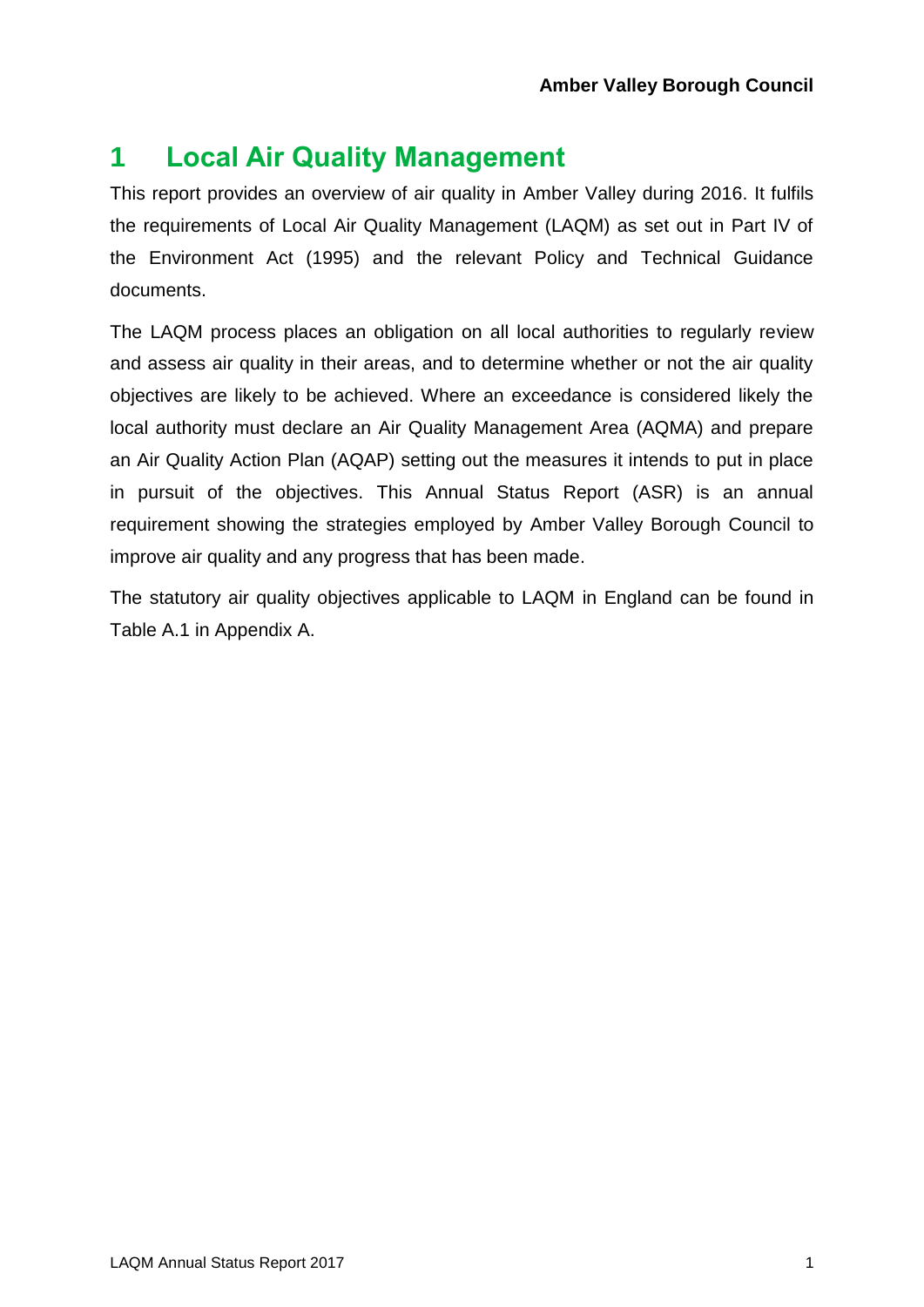# 1 Local Air Quality Management

This report provides an overview of air quality in Amber Valley during 2016. It fulfils the requirements of Local Air Quality Management (LAQM) as set out in Part IV of the Environment Act (1995) and the relevant Policy and Technical Guidance documents.

The LAQM process places an obligation on all local authorities to regularly review and assess air quality in their areas, and to determine whether or not the air quality objectives are likely to be achieved. Where an exceedance is considered likely the local authority must declare an Air Quality Management Area (AQMA) and prepare an Air Quality Action Plan (AQAP) setting out the measures it intends to put in place in pursuit of the objectives. This Annual Status Report (ASR) is an annual requirement showing the strategies employed by Amber Valley Borough Council to improve air quality and any progress that has been made.

The statutory air quality objectives applicable to LAQM in England can be found in Table A.1 in Appendix A.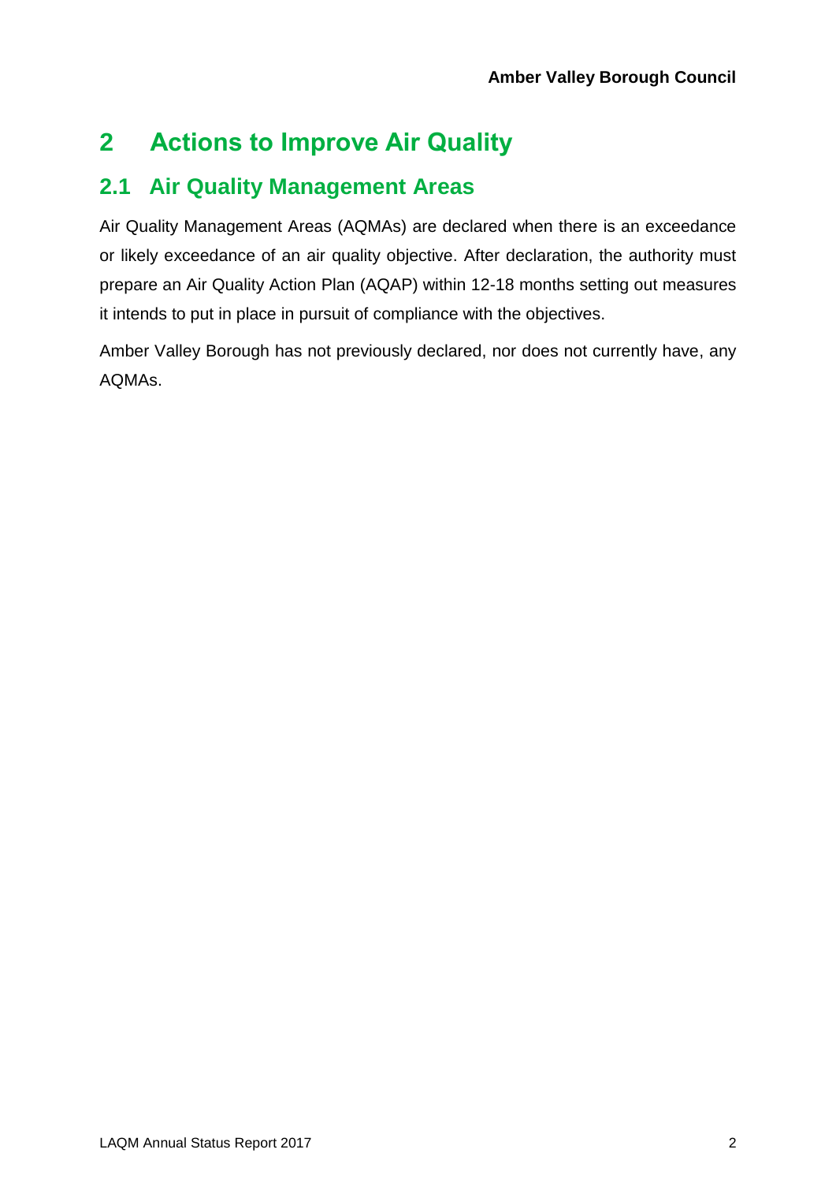# 2 Actions to Improve Air Quality

## 2.1 Air Quality Management Areas

Air Quality Management Areas (AQMAs) are declared when there is an exceedance or likely exceedance of an air quality objective. After declaration, the authority must prepare an Air Quality Action Plan (AQAP) within 12-18 months setting out measures it intends to put in place in pursuit of compliance with the objectives.

Amber Valley Borough has not previously declared, nor does not currently have, any AQMAs.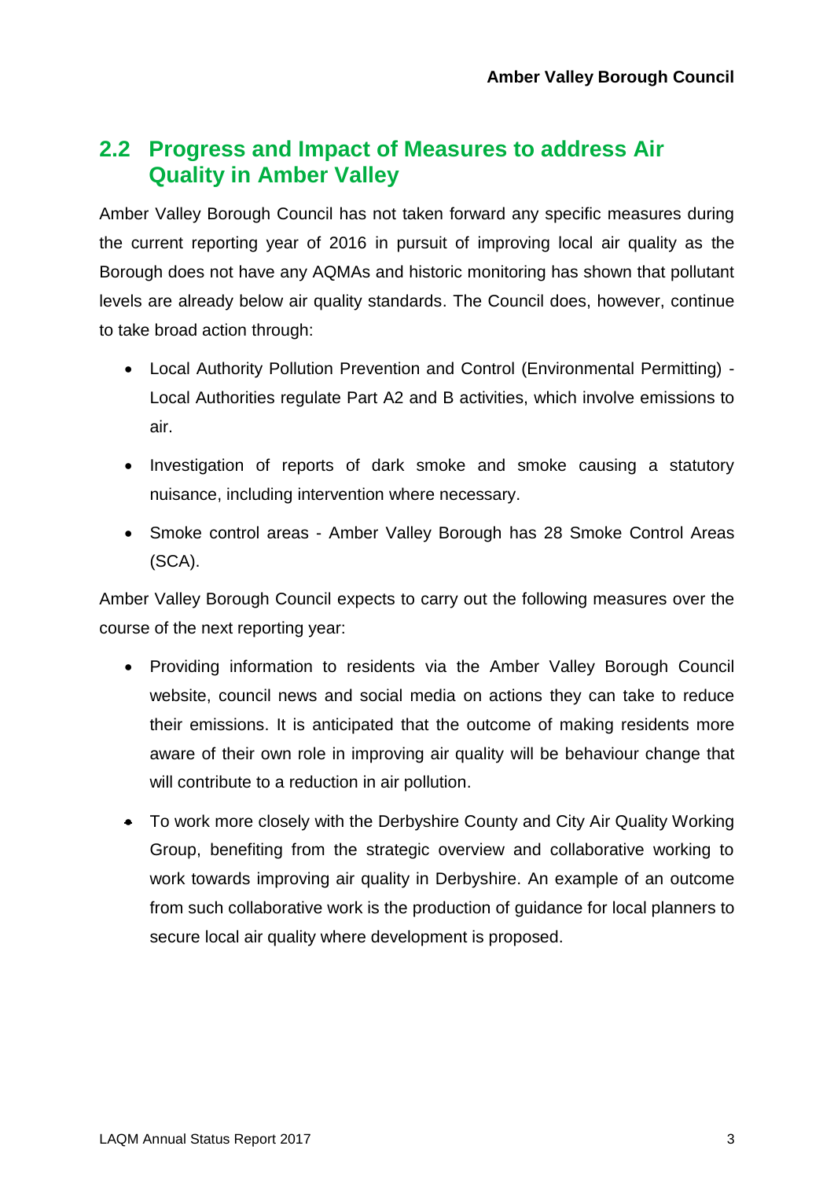## 2.2 Progress and Impact of Measures to address Air Quality in Amber Valley

Amber Valley Borough Council has not taken forward any specific measures during the current reporting year of 2016 in pursuit of improving local air quality as the Borough does not have any AQMAs and historic monitoring has shown that pollutant levels are already below air quality standards. The Council does, however, continue to take broad action through:

- Local Authority Pollution Prevention and Control (Environmental Permitting) - Local Authorities regulate Part A2 and B activities, which involve emissions to air.
- Investigation of reports of dark smoke and smoke causing a statutory nuisance, including intervention where necessary.
- Smoke control areas - Amber Valley Borough has 28 Smoke Control Areas (SCA).

Amber Valley Borough Council expects to carry out the following measures over the course of the next reporting year:

- Providing information to residents via the Amber Valley Borough Council website, council news and social media on actions they can take to reduce their emissions. It is anticipated that the outcome of making residents more aware of their own role in improving air quality will be behaviour change that will contribute to a reduction in air pollution.
- To work more closely with the Derbyshire County and City Air Quality Working Group, benefiting from the strategic overview and collaborative working to work towards improving air quality in Derbyshire. An example of an outcome from such collaborative work is the production of guidance for local planners to secure local air quality where development is proposed.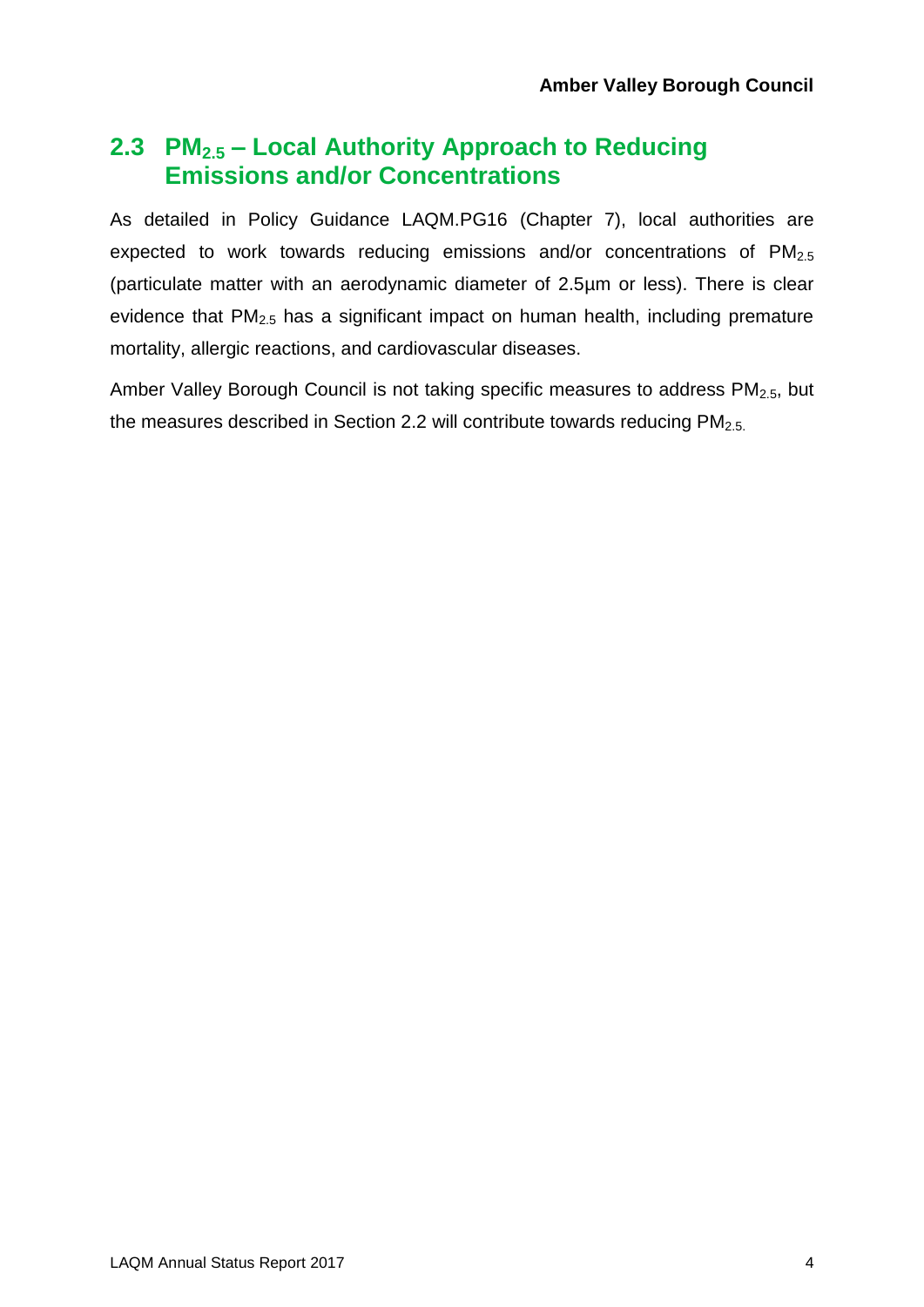## 2.3 $PM_{2.5}$ – Local Authority Approach to Reducing Emissions and/or Concentrations

As detailed in Policy Guidance LAQM.PG16 (Chapter 7), local authorities are expected to work towards reducing emissions and/or concentrations of $PM_{2.5}$ (particulate matter with an aerodynamic diameter of 2.5µm or less). There is clear evidence that $PM_{2.5}$ has a significant impact on human health, including premature mortality, allergic reactions, and cardiovascular diseases.

Amber Valley Borough Council is not taking specific measures to address $PM_{2.5}$, but the measures described in Section 2.2 will contribute towards reducing $PM_{2.5}$.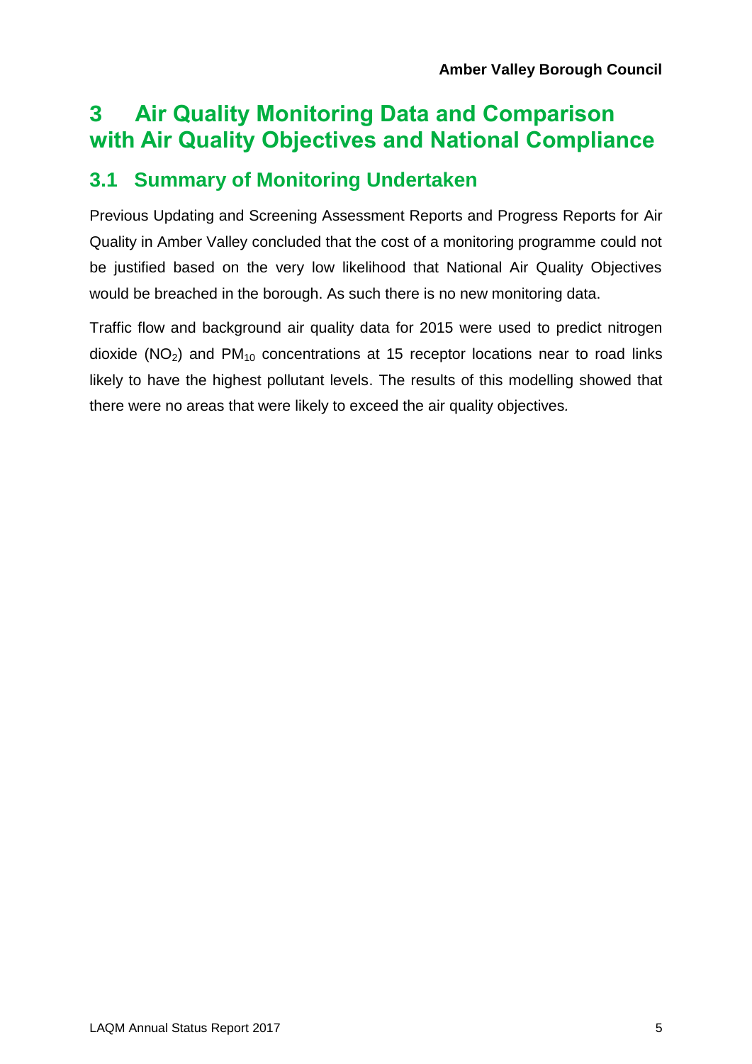# 3 Air Quality Monitoring Data and Comparison with Air Quality Objectives and National Compliance

## 3.1 Summary of Monitoring Undertaken

Previous Updating and Screening Assessment Reports and Progress Reports for Air Quality in Amber Valley concluded that the cost of a monitoring programme could not be justified based on the very low likelihood that National Air Quality Objectives would be breached in the borough. As such there is no new monitoring data.

Traffic flow and background air quality data for 2015 were used to predict nitrogen dioxide ($NO_2$) and $PM_{10}$ concentrations at 15 receptor locations near to road links likely to have the highest pollutant levels. The results of this modelling showed that there were no areas that were likely to exceed the air quality objectives.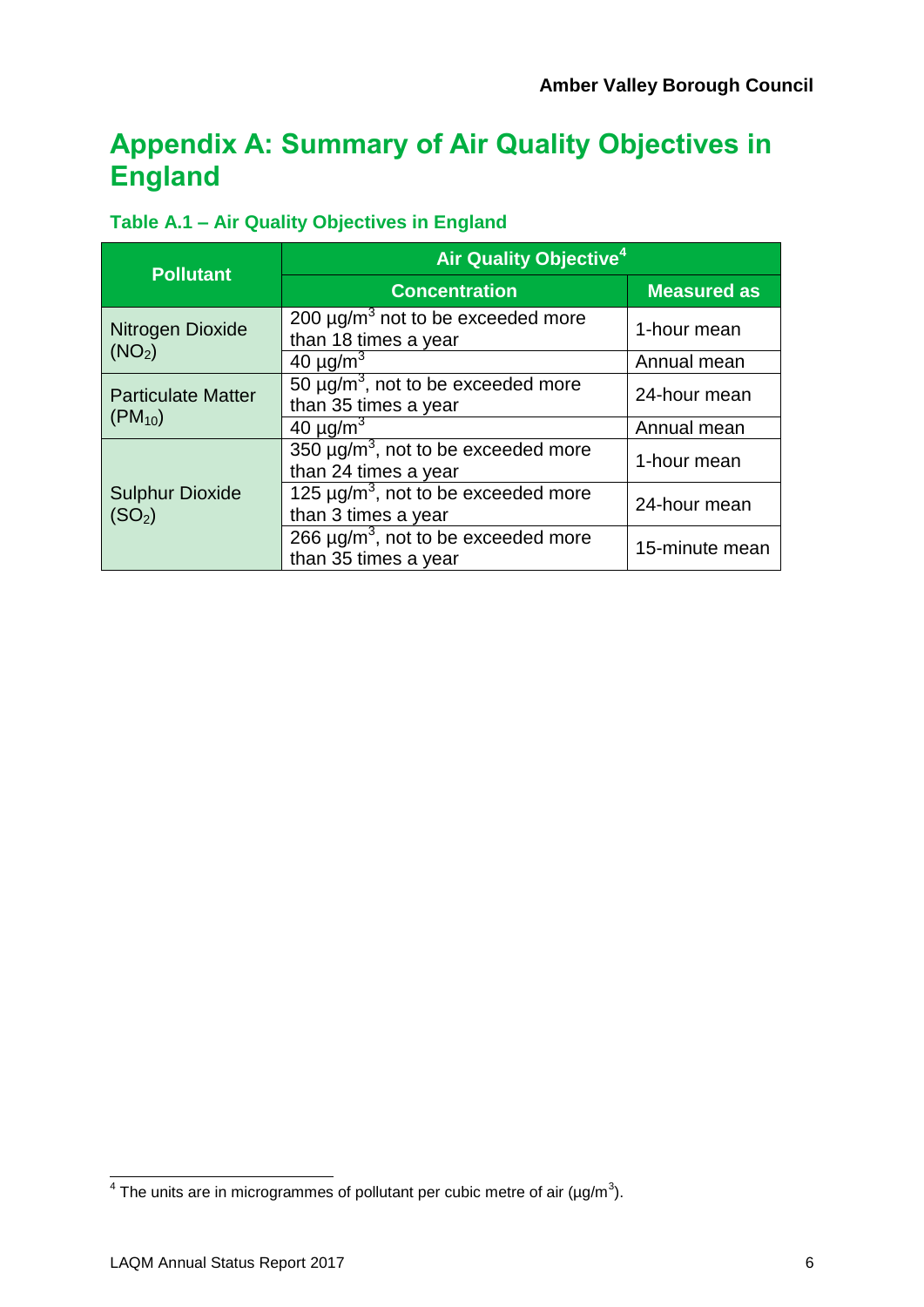# Appendix A: Summary of Air Quality Objectives in England

### Table A.1 – Air Quality Objectives in England

| Pollutant | Air Quality Objective[4] | |
|---|---|---|
| | Concentration | Measured as |
| Nitrogen Dioxide ($NO_2$) | 200 $\mu g/m^3$ not to be exceeded more than 18 times a year | 1-hour mean |
| | 40 $\mu g/m^3$ | Annual mean |
| Particulate Matter ($PM_{10}$) | 50 $\mu g/m^3$, not to be exceeded more than 35 times a year | 24-hour mean |
| | 40 $\mu g/m^3$ | Annual mean |
| Sulphur Dioxide ($SO_2$) | 350 $\mu g/m^3$, not to be exceeded more than 24 times a year | 1-hour mean |
| | 125 $\mu g/m^3$, not to be exceeded more than 3 times a year | 24-hour mean |
| | 266 $\mu g/m^3$, not to be exceeded more than 35 times a year | 15-minute mean |

[4] The units are in microgrammes of pollutant per cubic metre of air ($\mu g/m^3$).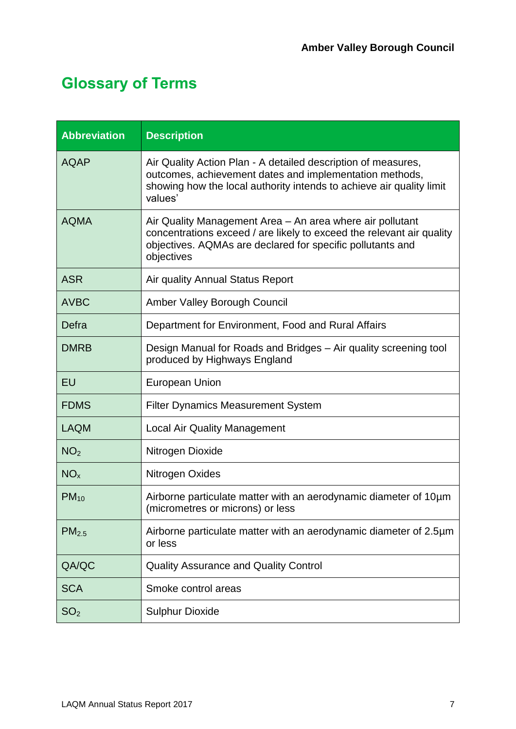# Glossary of Terms

| Abbreviation | Description |
|---|---|
| AQAP | Air Quality Action Plan - A detailed description of measures, outcomes, achievement dates and implementation methods, showing how the local authority intends to achieve air quality limit values' |
| AQMA | Air Quality Management Area – An area where air pollutant concentrations exceed / are likely to exceed the relevant air quality objectives. AQMAs are declared for specific pollutants and objectives |
| ASR | Air quality Annual Status Report |
| AVBC | Amber Valley Borough Council |
| Defra | Department for Environment, Food and Rural Affairs |
| DMRB | Design Manual for Roads and Bridges – Air quality screening tool produced by Highways England |
| EU | European Union |
| FDMS | Filter Dynamics Measurement System |
| LAQM | Local Air Quality Management |
| $NO_2$ | Nitrogen Dioxide |
| $NO_x$ | Nitrogen Oxides |
| $PM_{10}$ | Airborne particulate matter with an aerodynamic diameter of 10µm (micrometres or microns) or less |
| $PM_{2.5}$ | Airborne particulate matter with an aerodynamic diameter of 2.5µm or less |
| QA/QC | Quality Assurance and Quality Control |
| SCA | Smoke control areas |
| $SO_2$ | Sulphur Dioxide |